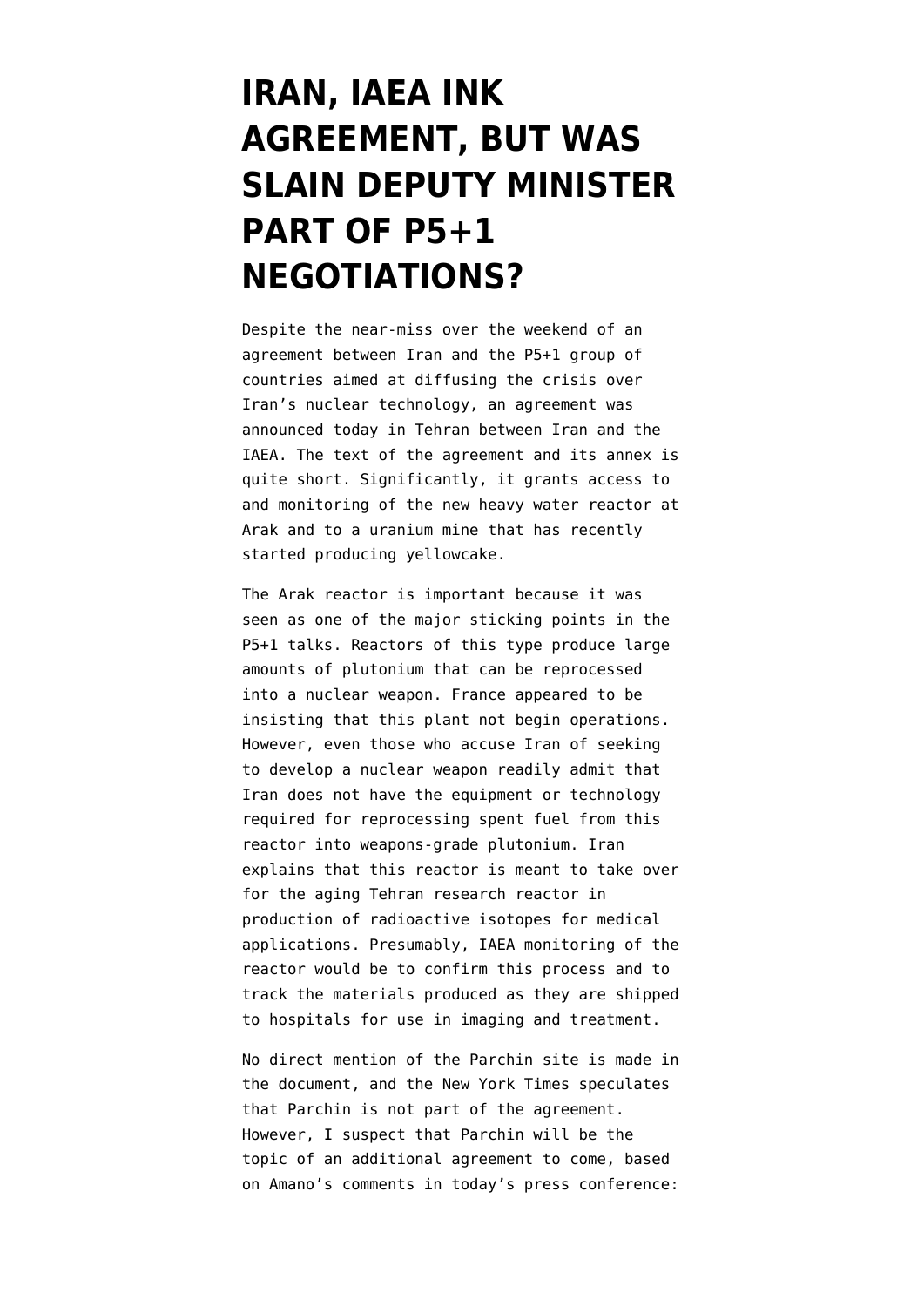# IRAN, IAEA INK AGREEMENT, BUT WAS SLAIN DEPUTY MINISTER PART OF P5+1 NEGOTIATIONS?

Despite the near-miss over the weekend of an agreement between Iran and the P5+1 group of countries aimed at diffusing the crisis over Iran's nuclear technology, an agreement was announced today in Tehran between Iran and the IAEA. The text of the agreement and its annex is quite short. Significantly, it grants access to and monitoring of the new heavy water reactor at Arak and to a uranium mine that has recently started producing yellowcake.

The Arak reactor is important because it was seen as one of the major sticking points in the P5+1 talks. Reactors of this type produce large amounts of plutonium that can be reprocessed into a nuclear weapon. France appeared to be insisting that this plant not begin operations. However, even those who accuse Iran of seeking to develop a nuclear weapon readily admit that Iran does not have the equipment or technology required for reprocessing spent fuel from this reactor into weapons-grade plutonium. Iran explains that this reactor is meant to take over for the aging Tehran research reactor in production of radioactive isotopes for medical applications. Presumably, IAEA monitoring of the reactor would be to confirm this process and to track the materials produced as they are shipped to hospitals for use in imaging and treatment.

No direct mention of the Parchin site is made in the document, and the New York Times speculates that Parchin is not part of the agreement. However, I suspect that Parchin will be the topic of an additional agreement to come, based on Amano's comments in today's press conference: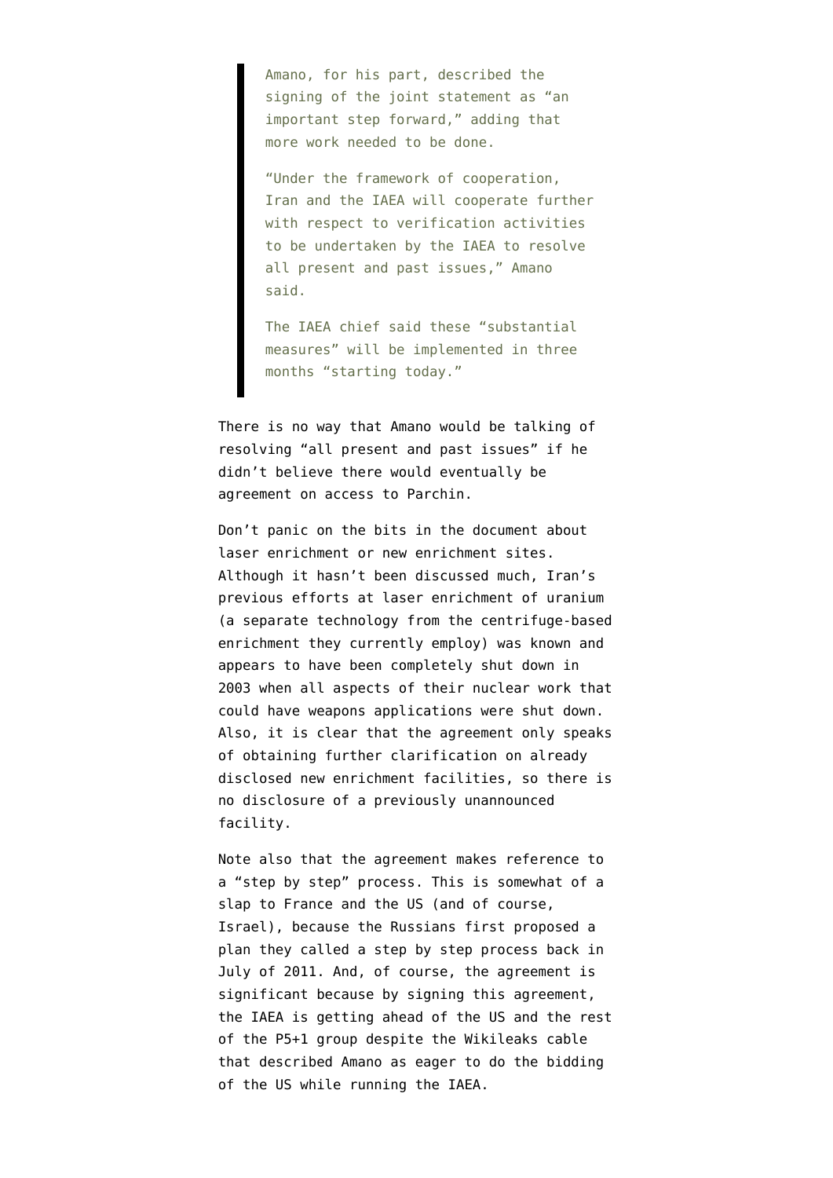> Amano, for his part, described the signing of the joint statement as "an important step forward," adding that more work needed to be done.
>
> "Under the framework of cooperation, Iran and the IAEA will cooperate further with respect to verification activities to be undertaken by the IAEA to resolve all present and past issues," Amano said.
>
> The IAEA chief said these "substantial measures" will be implemented in three months "starting today."

There is no way that Amano would be talking of resolving "all present and past issues" if he didn't believe there would eventually be agreement on access to Parchin.

Don't panic on the bits in the document about laser enrichment or new enrichment sites. Although it hasn't been discussed much, Iran's previous efforts at laser enrichment of uranium (a separate technology from the centrifuge-based enrichment they currently employ) was known and appears to have been completely shut down in 2003 when all aspects of their nuclear work that could have weapons applications were shut down. Also, it is clear that the agreement only speaks of obtaining further clarification on already disclosed new enrichment facilities, so there is no disclosure of a previously unannounced facility.

Note also that the agreement makes reference to a "step by step" process. This is somewhat of a slap to France and the US (and of course, Israel), because the Russians first proposed a plan they called a step by step process back in July of 2011. And, of course, the agreement is significant because by signing this agreement, the IAEA is getting ahead of the US and the rest of the P5+1 group despite the Wikileaks cable that described Amano as eager to do the bidding of the US while running the IAEA.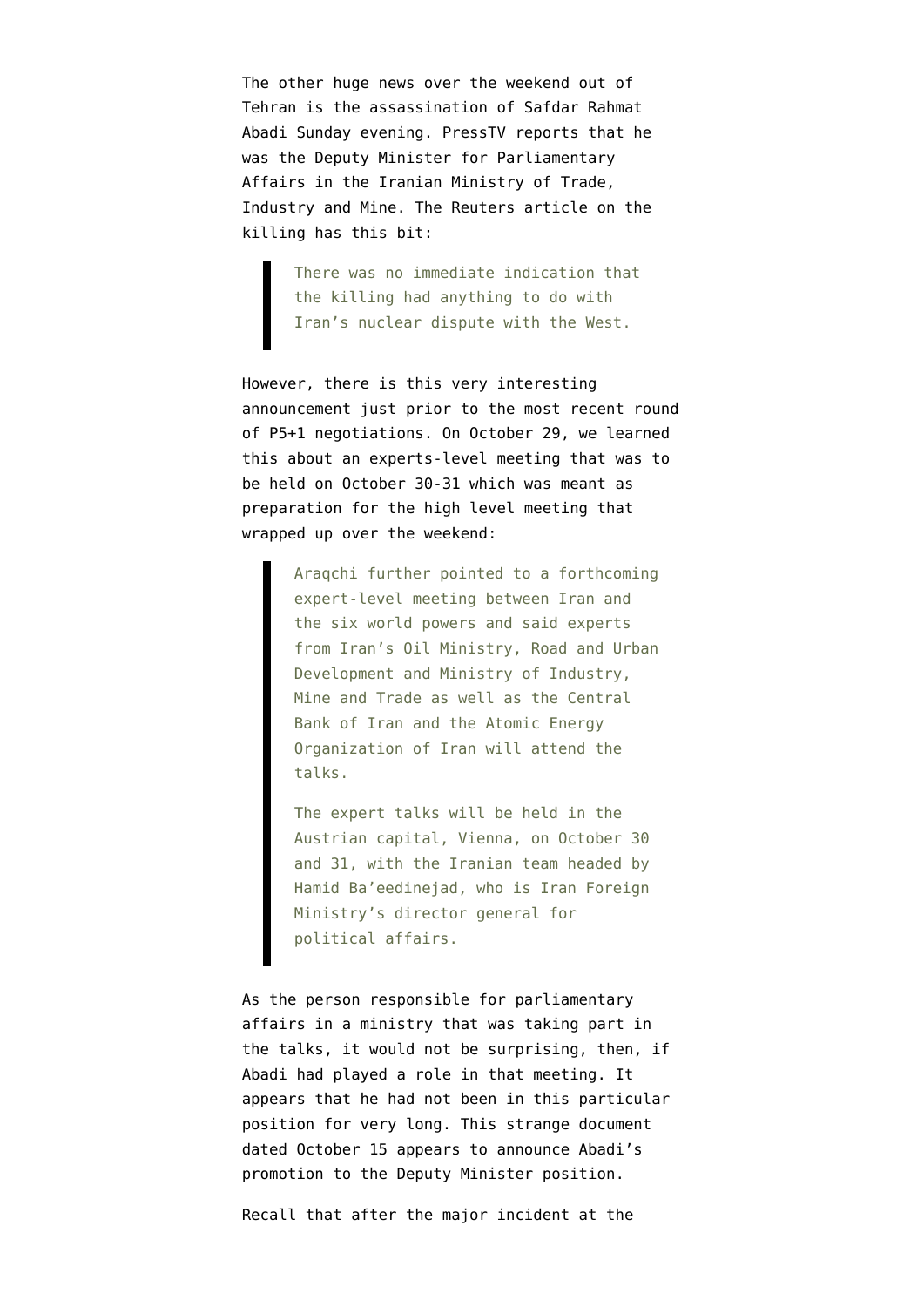The other huge news over the weekend out of Tehran is the assassination of Safdar Rahmat Abadi Sunday evening. PressTV reports that he was the Deputy Minister for Parliamentary Affairs in the Iranian Ministry of Trade, Industry and Mine. The Reuters article on the killing has this bit:

> There was no immediate indication that the killing had anything to do with Iran's nuclear dispute with the West.

However, there is this very interesting announcement just prior to the most recent round of P5+1 negotiations. On October 29, we learned this about an experts-level meeting that was to be held on October 30-31 which was meant as preparation for the high level meeting that wrapped up over the weekend:

> Araqchi further pointed to a forthcoming expert-level meeting between Iran and the six world powers and said experts from Iran's Oil Ministry, Road and Urban Development and Ministry of Industry, Mine and Trade as well as the Central Bank of Iran and the Atomic Energy Organization of Iran will attend the talks.
>
> The expert talks will be held in the Austrian capital, Vienna, on October 30 and 31, with the Iranian team headed by Hamid Ba'eedinejad, who is Iran Foreign Ministry's director general for political affairs.

As the person responsible for parliamentary affairs in a ministry that was taking part in the talks, it would not be surprising, then, if Abadi had played a role in that meeting. It appears that he had not been in this particular position for very long. This strange document dated October 15 appears to announce Abadi's promotion to the Deputy Minister position.

Recall that after the major incident at the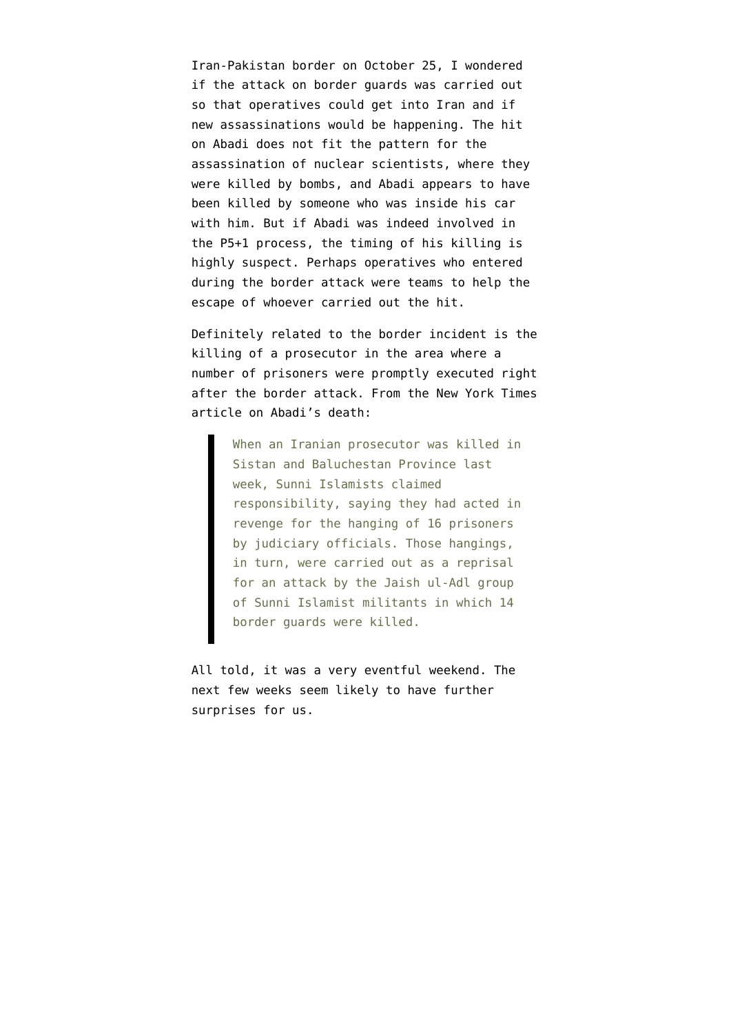Iran-Pakistan border on October 25, I wondered if the attack on border guards was carried out so that operatives could get into Iran and if new assassinations would be happening. The hit on Abadi does not fit the pattern for the assassination of nuclear scientists, where they were killed by bombs, and Abadi appears to have been killed by someone who was inside his car with him. But if Abadi was indeed involved in the P5+1 process, the timing of his killing is highly suspect. Perhaps operatives who entered during the border attack were teams to help the escape of whoever carried out the hit.

Definitely related to the border incident is the killing of a prosecutor in the area where a number of prisoners were promptly executed right after the border attack. From the New York Times article on Abadi's death:

> When an Iranian prosecutor was killed in Sistan and Baluchestan Province last week, Sunni Islamists claimed responsibility, saying they had acted in revenge for the hanging of 16 prisoners by judiciary officials. Those hangings, in turn, were carried out as a reprisal for an attack by the Jaish ul-Adl group of Sunni Islamist militants in which 14 border guards were killed.

All told, it was a very eventful weekend. The next few weeks seem likely to have further surprises for us.